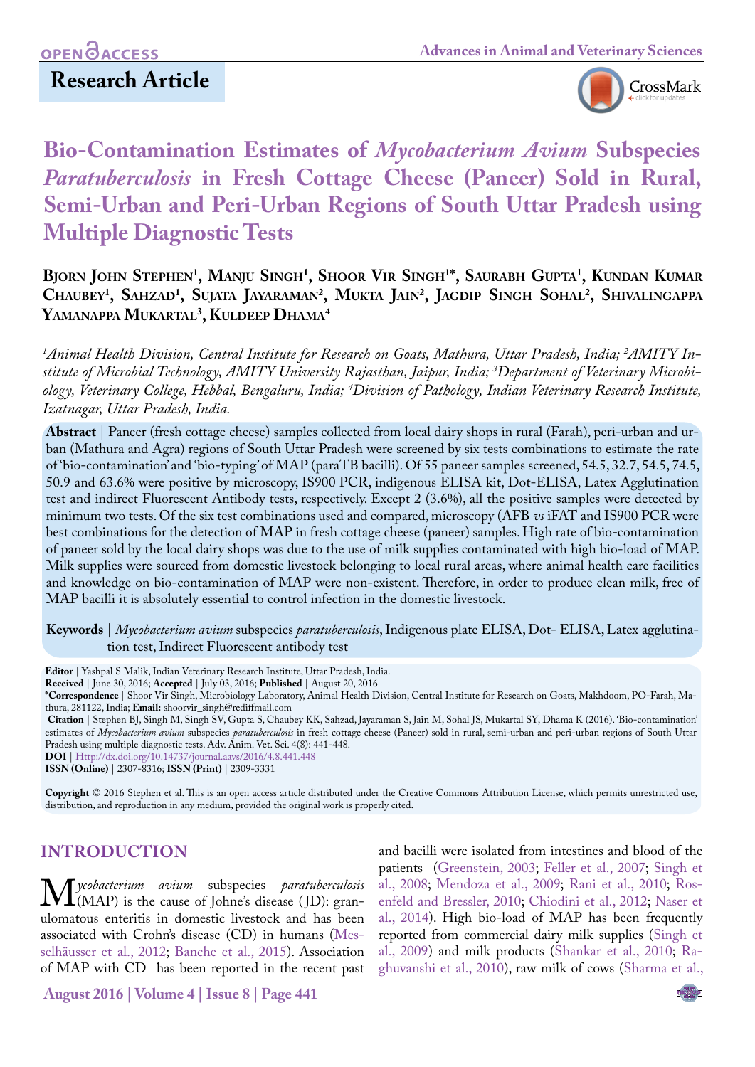Research Article

# Bio-Contamination Estimates of *Mycobacterium Avium* Subspecies *Paratuberculosis* in Fresh Cottage Cheese (Paneer) Sold in Rural, Semi-Urban and Peri-Urban Regions of South Uttar Pradesh using Multiple Diagnostic Tests

**Bjorn John Stephen[1], Manju Singh[1], Shoor Vir Singh[1*], Saurabh Gupta[1], Kundan Kumar Chaubey[1], Sahzad[1], Sujata Jayaraman[2], Mukta Jain[2], Jagdip Singh Sohal[2], Shivalingappa Yamanappa Mukartal[3], Kuldeep Dhama[4]**

*[1]Animal Health Division, Central Institute for Research on Goats, Mathura, Uttar Pradesh, India; [2]AMITY Institute of Microbial Technology, AMITY University Rajasthan, Jaipur, India; [3]Department of Veterinary Microbiology, Veterinary College, Hebbal, Bengaluru, India; [4]Division of Pathology, Indian Veterinary Research Institute, Izatnagar, Uttar Pradesh, India.*

**Abstract** | Paneer (fresh cottage cheese) samples collected from local dairy shops in rural (Farah), peri-urban and urban (Mathura and Agra) regions of South Uttar Pradesh were screened by six tests combinations to estimate the rate of 'bio-contamination' and 'bio-typing' of MAP (paraTB bacilli). Of 55 paneer samples screened, 54.5, 32.7, 54.5, 74.5, 50.9 and 63.6% were positive by microscopy, IS900 PCR, indigenous ELISA kit, Dot-ELISA, Latex Agglutination test and indirect Fluorescent Antibody tests, respectively. Except 2 (3.6%), all the positive samples were detected by minimum two tests. Of the six test combinations used and compared, microscopy (AFB *vs* iFAT and IS900 PCR were best combinations for the detection of MAP in fresh cottage cheese (paneer) samples. High rate of bio-contamination of paneer sold by the local dairy shops was due to the use of milk supplies contaminated with high bio-load of MAP. Milk supplies were sourced from domestic livestock belonging to local rural areas, where animal health care facilities and knowledge on bio-contamination of MAP were non-existent. Therefore, in order to produce clean milk, free of MAP bacilli it is absolutely essential to control infection in the domestic livestock.

**Keywords** | *Mycobacterium avium* subspecies *paratuberculosis*, Indigenous plate ELISA, Dot- ELISA, Latex agglutination test, Indirect Fluorescent antibody test

**Editor** | Yashpal S Malik, Indian Veterinary Research Institute, Uttar Pradesh, India.
**Received** | June 30, 2016; **Accepted** | July 03, 2016; **Published** | August 20, 2016
**\*Correspondence** | Shoor Vir Singh, Microbiology Laboratory, Animal Health Division, Central Institute for Research on Goats, Makhdoom, PO-Farah, Mathura, 281122, India; **Email:** shoorvir_singh@rediffmail.com
**Citation** | Stephen BJ, Singh M, Singh SV, Gupta S, Chaubey KK, Sahzad, Jayaraman S, Jain M, Sohal JS, Mukartal SY, Dhama K (2016). 'Bio-contamination' estimates of *Mycobacterium avium* subspecies *paratuberculosis* in fresh cottage cheese (Paneer) sold in rural, semi-urban and peri-urban regions of South Uttar Pradesh using multiple diagnostic tests. Adv. Anim. Vet. Sci. 4(8): 441-448.
**DOI** | Http://dx.doi.org/10.14737/journal.aavs/2016/4.8.441.448
**ISSN (Online)** | 2307-8316; **ISSN (Print)** | 2309-3331

**Copyright** © 2016 Stephen et al. This is an open access article distributed under the Creative Commons Attribution License, which permits unrestricted use, distribution, and reproduction in any medium, provided the original work is properly cited.

## INTRODUCTION

*Mycobacterium avium* subspecies *paratuberculosis* (MAP) is the cause of Johne's disease (JD): granulomatous enteritis in domestic livestock and has been associated with Crohn's disease (CD) in humans (Messelhäusser et al., 2012; Banche et al., 2015). Association of MAP with CD has been reported in the recent past and bacilli were isolated from intestines and blood of the patients (Greenstein, 2003; Feller et al., 2007; Singh et al., 2008; Mendoza et al., 2009; Rani et al., 2010; Rosenfeld and Bressler, 2010; Chiodini et al., 2012; Naser et al., 2014). High bio-load of MAP has been frequently reported from commercial dairy milk supplies (Singh et al., 2009) and milk products (Shankar et al., 2010; Raghuvanshi et al., 2010), raw milk of cows (Sharma et al.,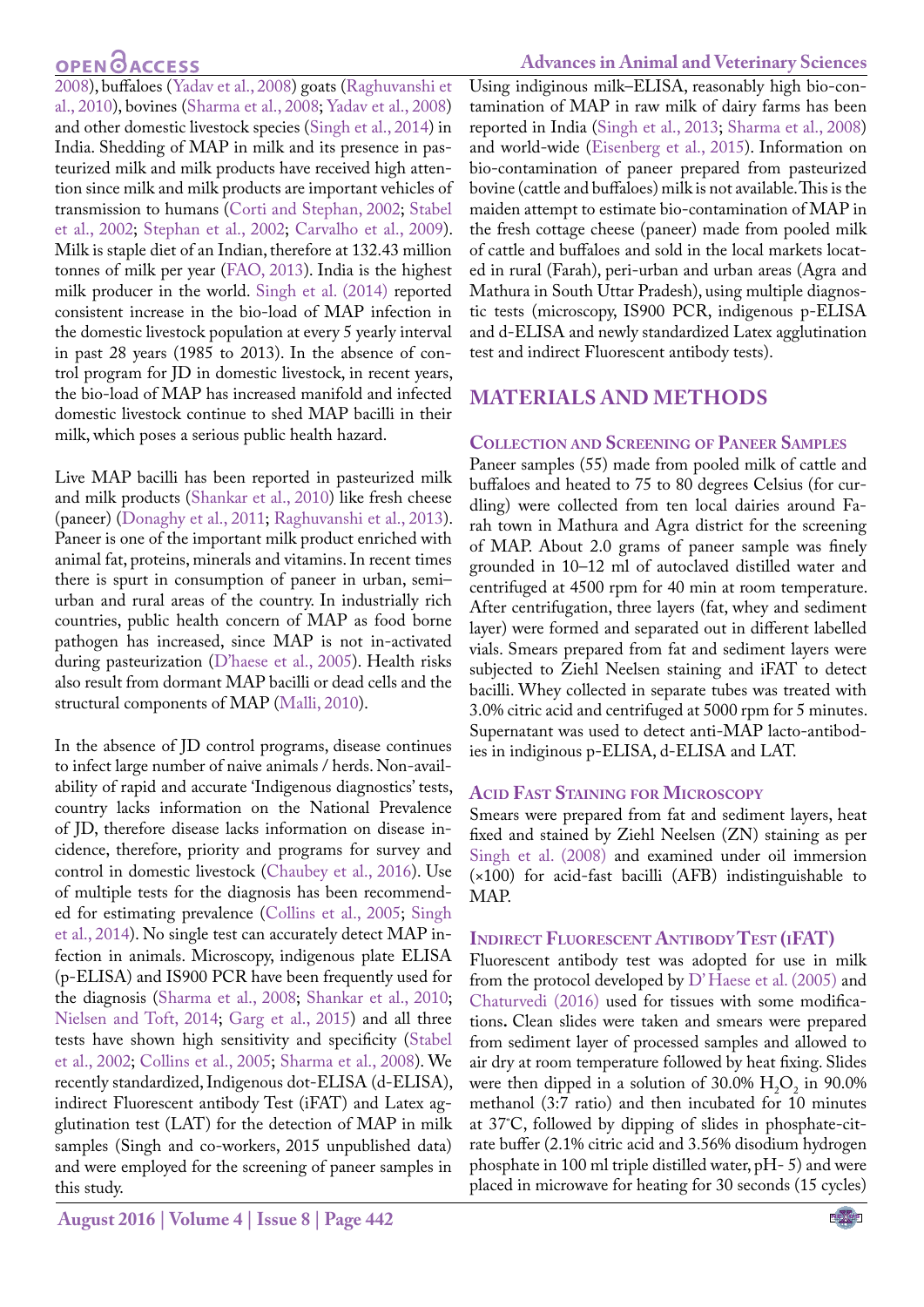2008), buffaloes (Yadav et al., 2008) goats (Raghuvanshi et al., 2010), bovines (Sharma et al., 2008; Yadav et al., 2008) and other domestic livestock species (Singh et al., 2014) in India. Shedding of MAP in milk and its presence in pasteurized milk and milk products have received high attention since milk and milk products are important vehicles of transmission to humans (Corti and Stephan, 2002; Stabel et al., 2002; Stephan et al., 2002; Carvalho et al., 2009). Milk is staple diet of an Indian, therefore at 132.43 million tonnes of milk per year (FAO, 2013). India is the highest milk producer in the world. Singh et al. (2014) reported consistent increase in the bio-load of MAP infection in the domestic livestock population at every 5 yearly interval in past 28 years (1985 to 2013). In the absence of control program for JD in domestic livestock, in recent years, the bio-load of MAP has increased manifold and infected domestic livestock continue to shed MAP bacilli in their milk, which poses a serious public health hazard.

Live MAP bacilli has been reported in pasteurized milk and milk products (Shankar et al., 2010) like fresh cheese (paneer) (Donaghy et al., 2011; Raghuvanshi et al., 2013). Paneer is one of the important milk product enriched with animal fat, proteins, minerals and vitamins. In recent times there is spurt in consumption of paneer in urban, semi–urban and rural areas of the country. In industrially rich countries, public health concern of MAP as food borne pathogen has increased, since MAP is not in-activated during pasteurization (D'haese et al., 2005). Health risks also result from dormant MAP bacilli or dead cells and the structural components of MAP (Malli, 2010).

In the absence of JD control programs, disease continues to infect large number of naive animals / herds. Non-availability of rapid and accurate 'Indigenous diagnostics' tests, country lacks information on the National Prevalence of JD, therefore disease lacks information on disease incidence, therefore, priority and programs for survey and control in domestic livestock (Chaubey et al., 2016). Use of multiple tests for the diagnosis has been recommended for estimating prevalence (Collins et al., 2005; Singh et al., 2014). No single test can accurately detect MAP infection in animals. Microscopy, indigenous plate ELISA (p-ELISA) and IS900 PCR have been frequently used for the diagnosis (Sharma et al., 2008; Shankar et al., 2010; Nielsen and Toft, 2014; Garg et al., 2015) and all three tests have shown high sensitivity and specificity (Stabel et al., 2002; Collins et al., 2005; Sharma et al., 2008). We recently standardized, Indigenous dot-ELISA (d-ELISA), indirect Fluorescent antibody Test (iFAT) and Latex agglutination test (LAT) for the detection of MAP in milk samples (Singh and co-workers, 2015 unpublished data) and were employed for the screening of paneer samples in this study.

Using indiginous milk–ELISA, reasonably high bio-contamination of MAP in raw milk of dairy farms has been reported in India (Singh et al., 2013; Sharma et al., 2008) and world-wide (Eisenberg et al., 2015). Information on bio-contamination of paneer prepared from pasteurized bovine (cattle and buffaloes) milk is not available. This is the maiden attempt to estimate bio-contamination of MAP in the fresh cottage cheese (paneer) made from pooled milk of cattle and buffaloes and sold in the local markets located in rural (Farah), peri-urban and urban areas (Agra and Mathura in South Uttar Pradesh), using multiple diagnostic tests (microscopy, IS900 PCR, indigenous p-ELISA and d-ELISA and newly standardized Latex agglutination test and indirect Fluorescent antibody tests).

## MATERIALS AND METHODS

### Collection and Screening of Paneer Samples

Paneer samples (55) made from pooled milk of cattle and buffaloes and heated to 75 to 80 degrees Celsius (for curdling) were collected from ten local dairies around Farah town in Mathura and Agra district for the screening of MAP. About 2.0 grams of paneer sample was finely grounded in 10–12 ml of autoclaved distilled water and centrifuged at 4500 rpm for 40 min at room temperature. After centrifugation, three layers (fat, whey and sediment layer) were formed and separated out in different labelled vials. Smears prepared from fat and sediment layers were subjected to Ziehl Neelsen staining and iFAT to detect bacilli. Whey collected in separate tubes was treated with 3.0% citric acid and centrifuged at 5000 rpm for 5 minutes. Supernatant was used to detect anti-MAP lacto-antibodies in indiginous p-ELISA, d-ELISA and LAT.

### Acid Fast Staining for Microscopy

Smears were prepared from fat and sediment layers, heat fixed and stained by Ziehl Neelsen (ZN) staining as per Singh et al. (2008) and examined under oil immersion (×100) for acid-fast bacilli (AFB) indistinguishable to MAP.

### Indirect Fluorescent Antibody Test (iFAT)

Fluorescent antibody test was adopted for use in milk from the protocol developed by D' Haese et al. (2005) and Chaturvedi (2016) used for tissues with some modifications**.** Clean slides were taken and smears were prepared from sediment layer of processed samples and allowed to air dry at room temperature followed by heat fixing. Slides were then dipped in a solution of 30.0% $H_2O_2$ in 90.0% methanol (3:7 ratio) and then incubated for 10 minutes at 37°C, followed by dipping of slides in phosphate-citrate buffer (2.1% citric acid and 3.56% disodium hydrogen phosphate in 100 ml triple distilled water, pH- 5) and were placed in microwave for heating for 30 seconds (15 cycles)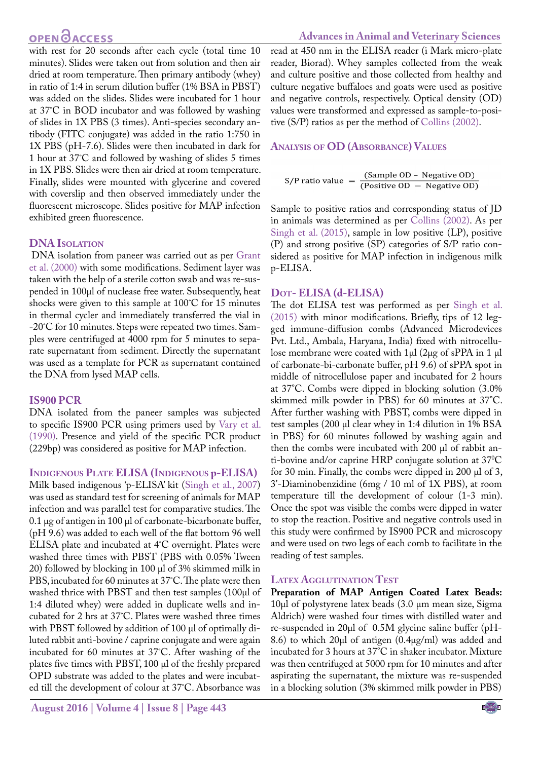with rest for 20 seconds after each cycle (total time 10 minutes). Slides were taken out from solution and then air dried at room temperature. Then primary antibody (whey) in ratio of 1:4 in serum dilution buffer (1% BSA in PBST) was added on the slides. Slides were incubated for 1 hour at 37°C in BOD incubator and was followed by washing of slides in 1X PBS (3 times). Anti-species secondary antibody (FITC conjugate) was added in the ratio 1:750 in 1X PBS (pH-7.6). Slides were then incubated in dark for 1 hour at 37°C and followed by washing of slides 5 times in 1X PBS. Slides were then air dried at room temperature. Finally, slides were mounted with glycerine and covered with coverslip and then observed immediately under the fluorescent microscope. Slides positive for MAP infection exhibited green fluorescence.

## DNA Isolation

DNA isolation from paneer was carried out as per Grant et al. (2000) with some modifications. Sediment layer was taken with the help of a sterile cotton swab and was re-suspended in 100µl of nuclease free water. Subsequently, heat shocks were given to this sample at 100°C for 15 minutes in thermal cycler and immediately transferred the vial in -20°C for 10 minutes. Steps were repeated two times. Samples were centrifuged at 4000 rpm for 5 minutes to separate supernatant from sediment. Directly the supernatant was used as a template for PCR as supernatant contained the DNA from lysed MAP cells.

## IS900 PCR

DNA isolated from the paneer samples was subjected to specific IS900 PCR using primers used by Vary et al. (1990). Presence and yield of the specific PCR product (229bp) was considered as positive for MAP infection.

## Indigenous Plate ELISA (Indigenous p-ELISA)

Milk based indigenous 'p-ELISA' kit (Singh et al., 2007) was used as standard test for screening of animals for MAP infection and was parallel test for comparative studies. The 0.1 µg of antigen in 100 µl of carbonate-bicarbonate buffer, (pH 9.6) was added to each well of the flat bottom 96 well ELISA plate and incubated at 4°C overnight. Plates were washed three times with PBST (PBS with 0.05% Tween 20) followed by blocking in 100 µl of 3% skimmed milk in PBS, incubated for 60 minutes at 37°C. The plate were then washed thrice with PBST and then test samples (100µl of 1:4 diluted whey) were added in duplicate wells and incubated for 2 hrs at 37°C. Plates were washed three times with PBST followed by addition of 100 µl of optimally diluted rabbit anti-bovine / caprine conjugate and were again incubated for 60 minutes at 37°C. After washing of the plates five times with PBST, 100 µl of the freshly prepared OPD substrate was added to the plates and were incubated till the development of colour at 37°C. Absorbance was read at 450 nm in the ELISA reader (i Mark micro-plate reader, Biorad). Whey samples collected from the weak and culture positive and those collected from healthy and culture negative buffaloes and goats were used as positive and negative controls, respectively. Optical density (OD) values were transformed and expressed as sample-to-positive (S/P) ratios as per the method of Collins (2002).

## Analysis of OD (Absorbance) Values

$$\text{S/P ratio value} = \frac{(\text{Sample OD} - \text{Negative OD})}{(\text{Positive OD} - \text{Negative OD})}$$

Sample to positive ratios and corresponding status of JD in animals was determined as per Collins (2002). As per Singh et al. (2015), sample in low positive (LP), positive (P) and strong positive (SP) categories of S/P ratio considered as positive for MAP infection in indigenous milk p-ELISA.

## Dot- ELISA (d-ELISA)

The dot ELISA test was performed as per Singh et al. (2015) with minor modifications. Briefly, tips of 12 legged immune-diffusion combs (Advanced Microdevices Pvt. Ltd., Ambala, Haryana, India) fixed with nitrocellulose membrane were coated with 1µl (2µg of sPPA in 1 µl of carbonate-bi-carbonate buffer, pH 9.6) of sPPA spot in middle of nitrocellulose paper and incubated for 2 hours at 37°C. Combs were dipped in blocking solution (3.0% skimmed milk powder in PBS) for 60 minutes at 37°C. After further washing with PBST, combs were dipped in test samples (200 µl clear whey in 1:4 dilution in 1% BSA in PBS) for 60 minutes followed by washing again and then the combs were incubated with 200 µl of rabbit anti-bovine and/or caprine HRP conjugate solution at 37°C for 30 min. Finally, the combs were dipped in 200 µl of 3, 3'-Diaminobenzidine (6mg / 10 ml of 1X PBS), at room temperature till the development of colour (1-3 min). Once the spot was visible the combs were dipped in water to stop the reaction. Positive and negative controls used in this study were confirmed by IS900 PCR and microscopy and were used on two legs of each comb to facilitate in the reading of test samples.

## Latex Agglutination Test

**Preparation of MAP Antigen Coated Latex Beads:** 10µl of polystyrene latex beads (3.0 µm mean size, Sigma Aldrich) were washed four times with distilled water and re-suspended in 20µl of 0.5M glycine saline buffer (pH-8.6) to which 20µl of antigen (0.4µg/ml) was added and incubated for 3 hours at 37°C in shaker incubator. Mixture was then centrifuged at 5000 rpm for 10 minutes and after aspirating the supernatant, the mixture was re-suspended in a blocking solution (3% skimmed milk powder in PBS)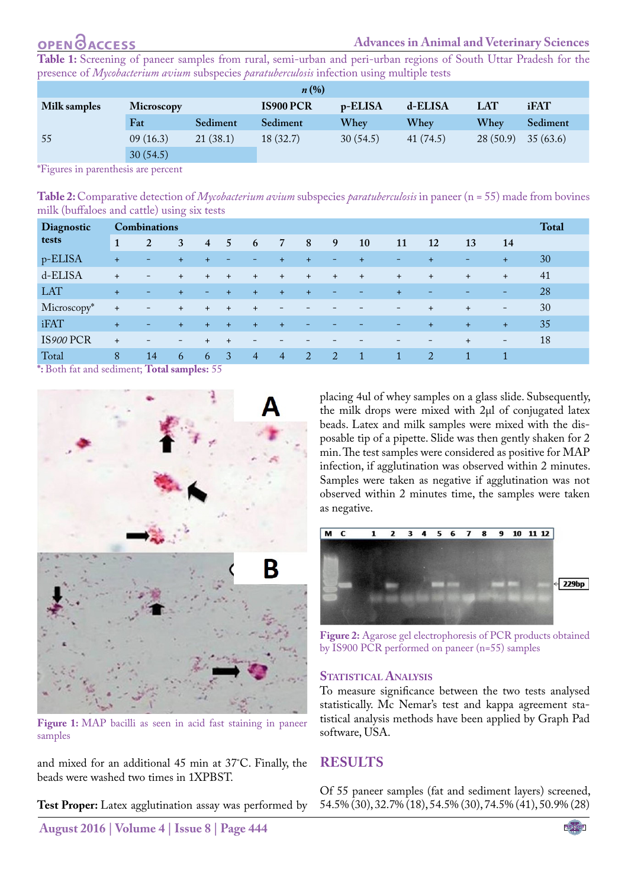**Table 1:** Screening of paneer samples from rural, semi-urban and peri-urban regions of South Uttar Pradesh for the presence of *Mycobacterium avium* subspecies *paratuberculosis* infection using multiple tests

| Milk samples | Microscopy | | IS900 PCR | p-ELISA | d-ELISA | LAT | iFAT |
|---|---|---|---|---|---|---|---|
| | Fat | Sediment | Sediment | Whey | Whey | Whey | Sediment |
| 55 | 09 (16.3) | 21 (38.1) | 18 (32.7) | 30 (54.5) | 41 (74.5) | 28 (50.9) | 35 (63.6) |
| | 30 (54.5) | | | | | | |

*n* (%)

*Figures in parenthesis are percent

**Table 2:** Comparative detection of *Mycobacterium avium* subspecies *paratuberculosis* in paneer (n = 55) made from bovines milk (buffaloes and cattle) using six tests

| Diagnostic tests | Combinations 1 | 2 | 3 | 4 | 5 | 6 | 7 | 8 | 9 | 10 | 11 | 12 | 13 | 14 | Total |
|---|---|---|---|---|---|---|---|---|---|---|---|---|---|---|---|
| p-ELISA | + | - | + | + | - | - | + | + | - | + | - | + | - | + | 30 |
| d-ELISA | + | - | + | + | + | + | + | + | + | + | + | + | + | + | 41 |
| LAT | + | - | + | - | + | + | + | + | - | - | + | - | - | - | 28 |
| Microscopy* | + | - | + | + | + | + | - | - | - | - | - | + | + | - | 30 |
| iFAT | + | - | + | + | + | + | + | - | - | - | - | + | + | + | 35 |
| IS*900* PCR | + | - | - | + | + | - | - | - | - | - | - | - | + | - | 18 |
| Total | 8 | 14 | 6 | 6 | 3 | 4 | 4 | 2 | 2 | 1 | 1 | 2 | 1 | 1 | |

*: Both fat and sediment; **Total samples:** 55

Figure 1: MAP bacilli as seen in acid fast staining in paneer samples

and mixed for an additional 45 min at 37°C. Finally, the beads were washed two times in 1XPBST.

**Test Proper:** Latex agglutination assay was performed by placing 4ul of whey samples on a glass slide. Subsequently, the milk drops were mixed with 2µl of conjugated latex beads. Latex and milk samples were mixed with the disposable tip of a pipette. Slide was then gently shaken for 2 min. The test samples were considered as positive for MAP infection, if agglutination was observed within 2 minutes. Samples were taken as negative if agglutination was not observed within 2 minutes time, the samples were taken as negative.

Figure 2: Agarose gel electrophoresis of PCR products obtained by IS900 PCR performed on paneer (n=55) samples

## Statistical Analysis

To measure significance between the two tests analysed statistically. Mc Nemar's test and kappa agreement statistical analysis methods have been applied by Graph Pad software, USA.

## RESULTS

Of 55 paneer samples (fat and sediment layers) screened, 54.5% (30), 32.7% (18), 54.5% (30), 74.5% (41), 50.9% (28)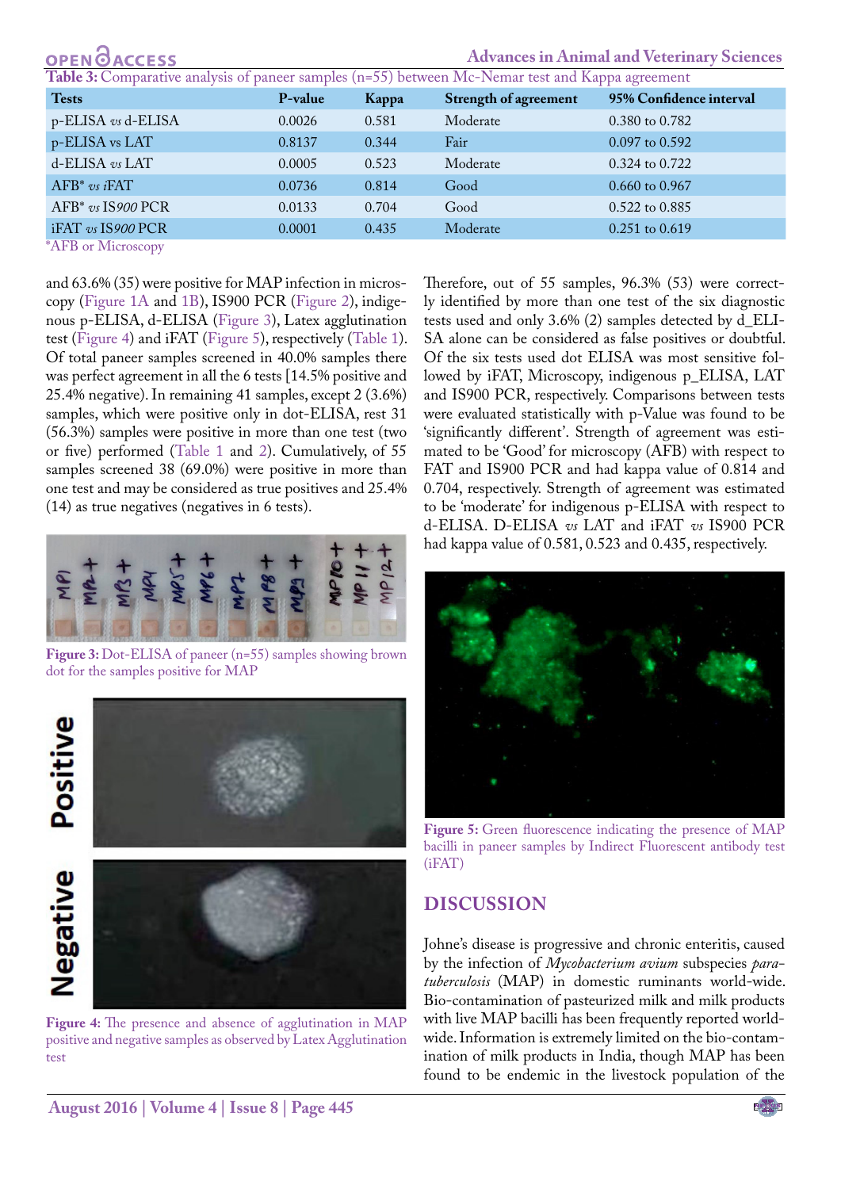**Table 3:** Comparative analysis of paneer samples (n=55) between Mc-Nemar test and Kappa agreement

| Tests | P-value | Kappa | Strength of agreement | 95% Confidence interval |
|---|---|---|---|---|
| p-ELISA *vs* d-ELISA | 0.0026 | 0.581 | Moderate | 0.380 to 0.782 |
| p-ELISA vs LAT | 0.8137 | 0.344 | Fair | 0.097 to 0.592 |
| d-ELISA *vs* LAT | 0.0005 | 0.523 | Moderate | 0.324 to 0.722 |
| AFB* *vs i*FAT | 0.0736 | 0.814 | Good | 0.660 to 0.967 |
| AFB* *vs* IS*900* PCR | 0.0133 | 0.704 | Good | 0.522 to 0.885 |
| iFAT *vs* IS*900* PCR | 0.0001 | 0.435 | Moderate | 0.251 to 0.619 |

*AFB or Microscopy

and 63.6% (35) were positive for MAP infection in microscopy (Figure 1A and 1B), IS900 PCR (Figure 2), indigenous p-ELISA, d-ELISA (Figure 3), Latex agglutination test (Figure 4) and iFAT (Figure 5), respectively (Table 1). Of total paneer samples screened in 40.0% samples there was perfect agreement in all the 6 tests [14.5% positive and 25.4% negative). In remaining 41 samples, except 2 (3.6%) samples, which were positive only in dot-ELISA, rest 31 (56.3%) samples were positive in more than one test (two or five) performed (Table 1 and 2). Cumulatively, of 55 samples screened 38 (69.0%) were positive in more than one test and may be considered as true positives and 25.4% (14) as true negatives (negatives in 6 tests).

**Figure 3:** Dot-ELISA of paneer (n=55) samples showing brown dot for the samples positive for MAP

**Figure 4:** The presence and absence of agglutination in MAP positive and negative samples as observed by Latex Agglutination test

Therefore, out of 55 samples, 96.3% (53) were correctly identified by more than one test of the six diagnostic tests used and only 3.6% (2) samples detected by d_ELISA alone can be considered as false positives or doubtful. Of the six tests used dot ELISA was most sensitive followed by iFAT, Microscopy, indigenous p_ELISA, LAT and IS900 PCR, respectively. Comparisons between tests were evaluated statistically with p-Value was found to be 'significantly different'. Strength of agreement was estimated to be 'Good' for microscopy (AFB) with respect to FAT and IS900 PCR and had kappa value of 0.814 and 0.704, respectively. Strength of agreement was estimated to be 'moderate' for indigenous p-ELISA with respect to d-ELISA. D-ELISA *vs* LAT and iFAT *vs* IS900 PCR had kappa value of 0.581, 0.523 and 0.435, respectively.

**Figure 5:** Green fluorescence indicating the presence of MAP bacilli in paneer samples by Indirect Fluorescent antibody test (iFAT)

## DISCUSSION

Johne's disease is progressive and chronic enteritis, caused by the infection of *Mycobacterium avium* subspecies *paratuberculosis* (MAP) in domestic ruminants world-wide. Bio-contamination of pasteurized milk and milk products with live MAP bacilli has been frequently reported world-wide. Information is extremely limited on the bio-contamination of milk products in India, though MAP has been found to be endemic in the livestock population of the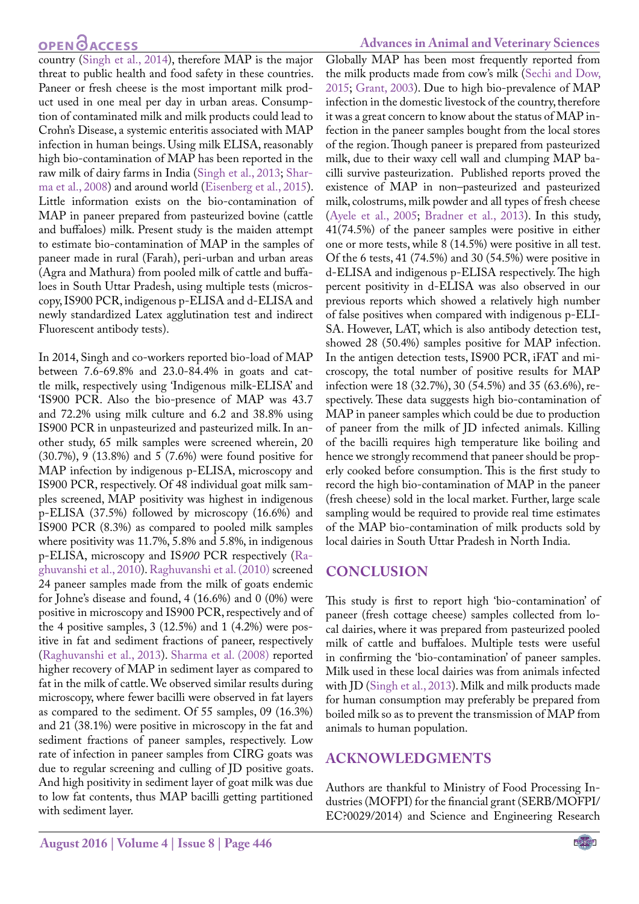country (Singh et al., 2014), therefore MAP is the major threat to public health and food safety in these countries. Paneer or fresh cheese is the most important milk product used in one meal per day in urban areas. Consumption of contaminated milk and milk products could lead to Crohn's Disease, a systemic enteritis associated with MAP infection in human beings. Using milk ELISA, reasonably high bio-contamination of MAP has been reported in the raw milk of dairy farms in India (Singh et al., 2013; Sharma et al., 2008) and around world (Eisenberg et al., 2015). Little information exists on the bio-contamination of MAP in paneer prepared from pasteurized bovine (cattle and buffaloes) milk. Present study is the maiden attempt to estimate bio-contamination of MAP in the samples of paneer made in rural (Farah), peri-urban and urban areas (Agra and Mathura) from pooled milk of cattle and buffaloes in South Uttar Pradesh, using multiple tests (microscopy, IS900 PCR, indigenous p-ELISA and d-ELISA and newly standardized Latex agglutination test and indirect Fluorescent antibody tests).

In 2014, Singh and co-workers reported bio-load of MAP between 7.6-69.8% and 23.0-84.4% in goats and cattle milk, respectively using 'Indigenous milk-ELISA' and 'IS900 PCR. Also the bio-presence of MAP was 43.7 and 72.2% using milk culture and 6.2 and 38.8% using IS900 PCR in unpasteurized and pasteurized milk. In another study, 65 milk samples were screened wherein, 20 (30.7%), 9 (13.8%) and 5 (7.6%) were found positive for MAP infection by indigenous p-ELISA, microscopy and IS900 PCR, respectively. Of 48 individual goat milk samples screened, MAP positivity was highest in indigenous p-ELISA (37.5%) followed by microscopy (16.6%) and IS900 PCR (8.3%) as compared to pooled milk samples where positivity was 11.7%, 5.8% and 5.8%, in indigenous p-ELISA, microscopy and IS*900* PCR respectively (Raghuvanshi et al., 2010). Raghuvanshi et al. (2010) screened 24 paneer samples made from the milk of goats endemic for Johne's disease and found, 4 (16.6%) and 0 (0%) were positive in microscopy and IS900 PCR, respectively and of the 4 positive samples, 3 (12.5%) and 1 (4.2%) were positive in fat and sediment fractions of paneer, respectively (Raghuvanshi et al., 2013). Sharma et al. (2008) reported higher recovery of MAP in sediment layer as compared to fat in the milk of cattle. We observed similar results during microscopy, where fewer bacilli were observed in fat layers as compared to the sediment. Of 55 samples, 09 (16.3%) and 21 (38.1%) were positive in microscopy in the fat and sediment fractions of paneer samples, respectively. Low rate of infection in paneer samples from CIRG goats was due to regular screening and culling of JD positive goats. And high positivity in sediment layer of goat milk was due to low fat contents, thus MAP bacilli getting partitioned with sediment layer.

Globally MAP has been most frequently reported from the milk products made from cow's milk (Sechi and Dow, 2015; Grant, 2003). Due to high bio-prevalence of MAP infection in the domestic livestock of the country, therefore it was a great concern to know about the status of MAP infection in the paneer samples bought from the local stores of the region. Though paneer is prepared from pasteurized milk, due to their waxy cell wall and clumping MAP bacilli survive pasteurization. Published reports proved the existence of MAP in non–pasteurized and pasteurized milk, colostrums, milk powder and all types of fresh cheese (Ayele et al., 2005; Bradner et al., 2013). In this study, 41(74.5%) of the paneer samples were positive in either one or more tests, while 8 (14.5%) were positive in all test. Of the 6 tests, 41 (74.5%) and 30 (54.5%) were positive in d-ELISA and indigenous p-ELISA respectively. The high percent positivity in d-ELISA was also observed in our previous reports which showed a relatively high number of false positives when compared with indigenous p-ELISA. However, LAT, which is also antibody detection test, showed 28 (50.4%) samples positive for MAP infection. In the antigen detection tests, IS900 PCR, iFAT and microscopy, the total number of positive results for MAP infection were 18 (32.7%), 30 (54.5%) and 35 (63.6%), respectively. These data suggests high bio-contamination of MAP in paneer samples which could be due to production of paneer from the milk of JD infected animals. Killing of the bacilli requires high temperature like boiling and hence we strongly recommend that paneer should be properly cooked before consumption. This is the first study to record the high bio-contamination of MAP in the paneer (fresh cheese) sold in the local market. Further, large scale sampling would be required to provide real time estimates of the MAP bio-contamination of milk products sold by local dairies in South Uttar Pradesh in North India.

## CONCLUSION

This study is first to report high 'bio-contamination' of paneer (fresh cottage cheese) samples collected from local dairies, where it was prepared from pasteurized pooled milk of cattle and buffaloes. Multiple tests were useful in confirming the 'bio-contamination' of paneer samples. Milk used in these local dairies was from animals infected with JD (Singh et al., 2013). Milk and milk products made for human consumption may preferably be prepared from boiled milk so as to prevent the transmission of MAP from animals to human population.

## ACKNOWLEDGMENTS

Authors are thankful to Ministry of Food Processing Industries (MOFPI) for the financial grant (SERB/MOFPI/EC?0029/2014) and Science and Engineering Research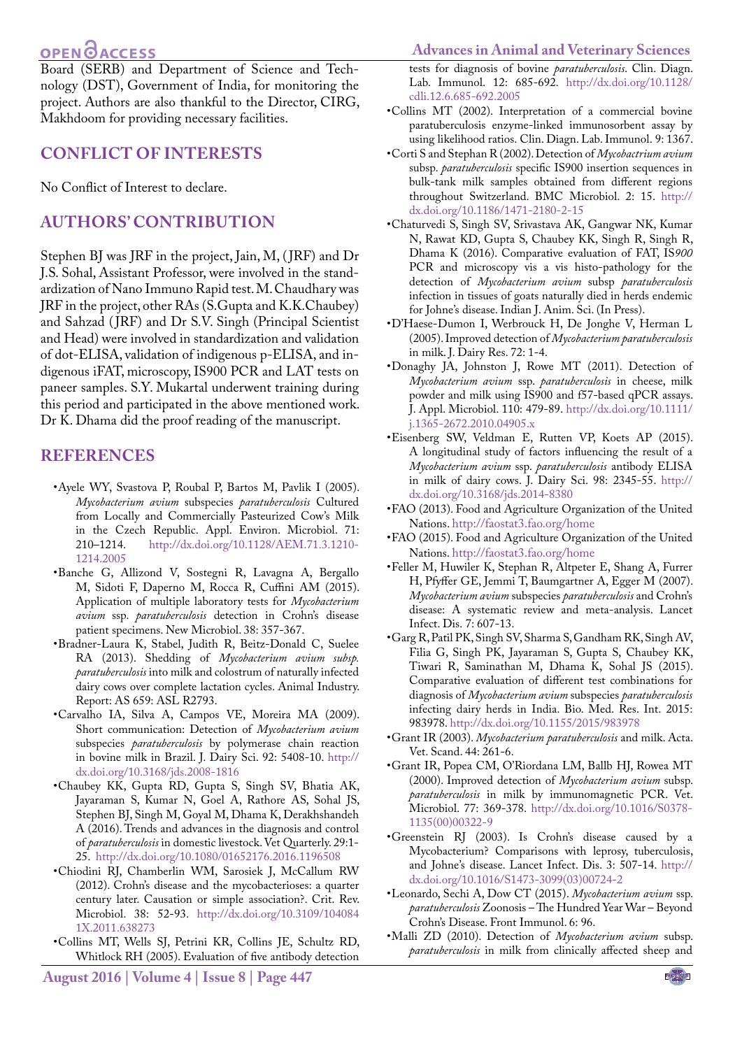Board (SERB) and Department of Science and Technology (DST), Government of India, for monitoring the project. Authors are also thankful to the Director, CIRG, Makhdoom for providing necessary facilities.

## CONFLICT OF INTERESTS

No Conflict of Interest to declare.

## AUTHORS' CONTRIBUTION

Stephen BJ was JRF in the project, Jain, M, (JRF) and Dr J.S. Sohal, Assistant Professor, were involved in the standardization of Nano Immuno Rapid test. M. Chaudhary was JRF in the project, other RAs (S.Gupta and K.K.Chaubey) and Sahzad (JRF) and Dr S.V. Singh (Principal Scientist and Head) were involved in standardization and validation of dot-ELISA, validation of indigenous p-ELISA, and indigenous iFAT, microscopy, IS900 PCR and LAT tests on paneer samples. S.Y. Mukartal underwent training during this period and participated in the above mentioned work. Dr K. Dhama did the proof reading of the manuscript.

## REFERENCES

- Ayele WY, Svastova P, Roubal P, Bartos M, Pavlik I (2005). *Mycobacterium avium* subspecies *paratuberculosis* Cultured from Locally and Commercially Pasteurized Cow's Milk in the Czech Republic. Appl. Environ. Microbiol. 71: 210–1214. http://dx.doi.org/10.1128/AEM.71.3.1210-1214.2005
- Banche G, Allizond V, Sostegni R, Lavagna A, Bergallo M, Sidoti F, Daperno M, Rocca R, Cuffini AM (2015). Application of multiple laboratory tests for *Mycobacterium avium* ssp. *paratuberculosis* detection in Crohn's disease patient specimens. New Microbiol. 38: 357-367.
- Bradner-Laura K, Stabel, Judith R, Beitz-Donald C, Suelee RA (2013). Shedding of *Mycobacterium avium subsp. paratuberculosis* into milk and colostrum of naturally infected dairy cows over complete lactation cycles. Animal Industry. Report: AS 659: ASL R2793.
- Carvalho IA, Silva A, Campos VE, Moreira MA (2009). Short communication: Detection of *Mycobacterium avium* subspecies *paratuberculosis* by polymerase chain reaction in bovine milk in Brazil. J. Dairy Sci. 92: 5408-10. http://dx.doi.org/10.3168/jds.2008-1816
- Chaubey KK, Gupta RD, Gupta S, Singh SV, Bhatia AK, Jayaraman S, Kumar N, Goel A, Rathore AS, Sohal JS, Stephen BJ, Singh M, Goyal M, Dhama K, Derakhshandeh A (2016). Trends and advances in the diagnosis and control of *paratuberculosis* in domestic livestock. Vet Quarterly. 29:1-25. http://dx.doi.org/10.1080/01652176.2016.1196508
- Chiodini RJ, Chamberlin WM, Sarosiek J, McCallum RW (2012). Crohn's disease and the mycobacterioses: a quarter century later. Causation or simple association?. Crit. Rev. Microbiol. 38: 52-93. http://dx.doi.org/10.3109/1040841X.2011.638273
- Collins MT, Wells SJ, Petrini KR, Collins JE, Schultz RD, Whitlock RH (2005). Evaluation of five antibody detection tests for diagnosis of bovine *paratuberculosis*. Clin. Diagn. Lab. Immunol. 12: 685-692. http://dx.doi.org/10.1128/cdli.12.6.685-692.2005
- Collins MT (2002). Interpretation of a commercial bovine paratuberculosis enzyme-linked immunosorbent assay by using likelihood ratios. Clin. Diagn. Lab. Immunol. 9: 1367.
- Corti S and Stephan R (2002). Detection of *Mycobactrium avium* subsp. *paratuberculosis* specific IS900 insertion sequences in bulk-tank milk samples obtained from different regions throughout Switzerland. BMC Microbiol. 2: 15. http://dx.doi.org/10.1186/1471-2180-2-15
- Chaturvedi S, Singh SV, Srivastava AK, Gangwar NK, Kumar N, Rawat KD, Gupta S, Chaubey KK, Singh R, Singh R, Dhama K (2016). Comparative evaluation of FAT, IS*900* PCR and microscopy vis a vis histo-pathology for the detection of *Mycobacterium avium* subsp *paratuberculosis* infection in tissues of goats naturally died in herds endemic for Johne's disease. Indian J. Anim. Sci. (In Press).
- D'Haese-Dumon I, Werbrouck H, De Jonghe V, Herman L (2005). Improved detection of *Mycobacterium paratuberculosis* in milk. J. Dairy Res. 72: 1-4.
- Donaghy JA, Johnston J, Rowe MT (2011). Detection of *Mycobacterium avium* ssp. *paratuberculosis* in cheese, milk powder and milk using IS900 and f57-based qPCR assays. J. Appl. Microbiol. 110: 479-89. http://dx.doi.org/10.1111/j.1365-2672.2010.04905.x
- Eisenberg SW, Veldman E, Rutten VP, Koets AP (2015). A longitudinal study of factors influencing the result of a *Mycobacterium avium* ssp. *paratuberculosis* antibody ELISA in milk of dairy cows. J. Dairy Sci. 98: 2345-55. http://dx.doi.org/10.3168/jds.2014-8380
- FAO (2013). Food and Agriculture Organization of the United Nations. http://faostat3.fao.org/home
- FAO (2015). Food and Agriculture Organization of the United Nations. http://faostat3.fao.org/home
- Feller M, Huwiler K, Stephan R, Altpeter E, Shang A, Furrer H, Pfyffer GE, Jemmi T, Baumgartner A, Egger M (2007). *Mycobacterium avium* subspecies *paratuberculosis* and Crohn's disease: A systematic review and meta-analysis. Lancet Infect. Dis. 7: 607-13.
- Garg R, Patil PK, Singh SV, Sharma S, Gandham RK, Singh AV, Filia G, Singh PK, Jayaraman S, Gupta S, Chaubey KK, Tiwari R, Saminathan M, Dhama K, Sohal JS (2015). Comparative evaluation of different test combinations for diagnosis of *Mycobacterium avium* subspecies *paratuberculosis* infecting dairy herds in India. Bio. Med. Res. Int. 2015: 983978. http://dx.doi.org/10.1155/2015/983978
- Grant IR (2003). *Mycobacterium paratuberculosis* and milk. Acta. Vet. Scand. 44: 261-6.
- Grant IR, Popea CM, O'Riordana LM, Ballb HJ, Rowea MT (2000). Improved detection of *Mycobacterium avium* subsp. *paratuberculosis* in milk by immunomagnetic PCR. Vet. Microbiol. 77: 369-378. http://dx.doi.org/10.1016/S0378-1135(00)00322-9
- Greenstein RJ (2003). Is Crohn's disease caused by a Mycobacterium? Comparisons with leprosy, tuberculosis, and Johne's disease. Lancet Infect. Dis. 3: 507-14. http://dx.doi.org/10.1016/S1473-3099(03)00724-2
- Leonardo, Sechi A, Dow CT (2015). *Mycobacterium avium* ssp. *paratuberculosis* Zoonosis – The Hundred Year War – Beyond Crohn's Disease. Front Immunol. 6: 96.
- Malli ZD (2010). Detection of *Mycobacterium avium* subsp. *paratuberculosis* in milk from clinically affected sheep and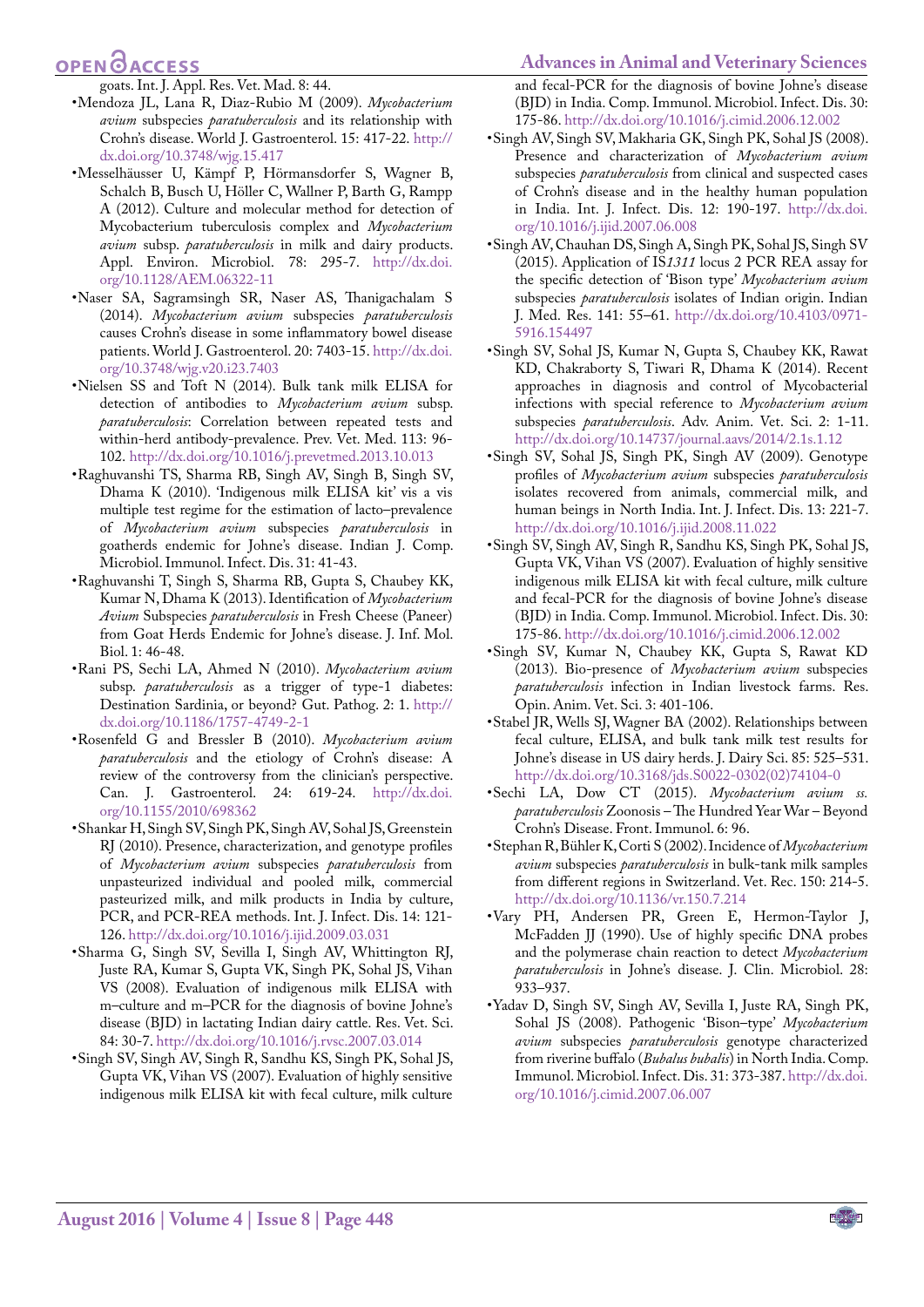goats. Int. J. Appl. Res. Vet. Mad. 8: 44.

- Mendoza JL, Lana R, Diaz-Rubio M (2009). *Mycobacterium avium* subspecies *paratuberculosis* and its relationship with Crohn's disease. World J. Gastroenterol. 15: 417-22. http://dx.doi.org/10.3748/wjg.15.417
- Messelhäusser U, Kämpf P, Hörmansdorfer S, Wagner B, Schalch B, Busch U, Höller C, Wallner P, Barth G, Rampp A (2012). Culture and molecular method for detection of Mycobacterium tuberculosis complex and *Mycobacterium avium* subsp. *paratuberculosis* in milk and dairy products. Appl. Environ. Microbiol. 78: 295-7. http://dx.doi.org/10.1128/AEM.06322-11
- Naser SA, Sagramsingh SR, Naser AS, Thanigachalam S (2014). *Mycobacterium avium* subspecies *paratuberculosis* causes Crohn's disease in some inflammatory bowel disease patients. World J. Gastroenterol. 20: 7403-15. http://dx.doi.org/10.3748/wjg.v20.i23.7403
- Nielsen SS and Toft N (2014). Bulk tank milk ELISA for detection of antibodies to *Mycobacterium avium* subsp. *paratuberculosis*: Correlation between repeated tests and within-herd antibody-prevalence. Prev. Vet. Med. 113: 96-102. http://dx.doi.org/10.1016/j.prevetmed.2013.10.013
- Raghuvanshi TS, Sharma RB, Singh AV, Singh B, Singh SV, Dhama K (2010). 'Indigenous milk ELISA kit' vis a vis multiple test regime for the estimation of lacto–prevalence of *Mycobacterium avium* subspecies *paratuberculosis* in goatherds endemic for Johne's disease. Indian J. Comp. Microbiol. Immunol. Infect. Dis. 31: 41-43.
- Raghuvanshi T, Singh S, Sharma RB, Gupta S, Chaubey KK, Kumar N, Dhama K (2013). Identification of *Mycobacterium Avium* Subspecies *paratuberculosis* in Fresh Cheese (Paneer) from Goat Herds Endemic for Johne's disease. J. Inf. Mol. Biol. 1: 46-48.
- Rani PS, Sechi LA, Ahmed N (2010). *Mycobacterium avium* subsp. *paratuberculosis* as a trigger of type-1 diabetes: Destination Sardinia, or beyond? Gut. Pathog. 2: 1. http://dx.doi.org/10.1186/1757-4749-2-1
- Rosenfeld G and Bressler B (2010). *Mycobacterium avium paratuberculosis* and the etiology of Crohn's disease: A review of the controversy from the clinician's perspective. Can. J. Gastroenterol. 24: 619-24. http://dx.doi.org/10.1155/2010/698362
- Shankar H, Singh SV, Singh PK, Singh AV, Sohal JS, Greenstein RJ (2010). Presence, characterization, and genotype profiles of *Mycobacterium avium* subspecies *paratuberculosis* from unpasteurized individual and pooled milk, commercial pasteurized milk, and milk products in India by culture, PCR, and PCR-REA methods. Int. J. Infect. Dis. 14: 121-126. http://dx.doi.org/10.1016/j.ijid.2009.03.031
- Sharma G, Singh SV, Sevilla I, Singh AV, Whittington RJ, Juste RA, Kumar S, Gupta VK, Singh PK, Sohal JS, Vihan VS (2008). Evaluation of indigenous milk ELISA with m–culture and m–PCR for the diagnosis of bovine Johne's disease (BJD) in lactating Indian dairy cattle. Res. Vet. Sci. 84: 30-7. http://dx.doi.org/10.1016/j.rvsc.2007.03.014
- Singh SV, Singh AV, Singh R, Sandhu KS, Singh PK, Sohal JS, Gupta VK, Vihan VS (2007). Evaluation of highly sensitive indigenous milk ELISA kit with fecal culture, milk culture and fecal-PCR for the diagnosis of bovine Johne's disease (BJD) in India. Comp. Immunol. Microbiol. Infect. Dis. 30: 175-86. http://dx.doi.org/10.1016/j.cimid.2006.12.002
- Singh AV, Singh SV, Makharia GK, Singh PK, Sohal JS (2008). Presence and characterization of *Mycobacterium avium* subspecies *paratuberculosis* from clinical and suspected cases of Crohn's disease and in the healthy human population in India. Int. J. Infect. Dis. 12: 190-197. http://dx.doi.org/10.1016/j.ijid.2007.06.008
- Singh AV, Chauhan DS, Singh A, Singh PK, Sohal JS, Singh SV (2015). Application of IS*1311* locus 2 PCR REA assay for the specific detection of 'Bison type' *Mycobacterium avium* subspecies *paratuberculosis* isolates of Indian origin. Indian J. Med. Res. 141: 55–61. http://dx.doi.org/10.4103/0971-5916.154497
- Singh SV, Sohal JS, Kumar N, Gupta S, Chaubey KK, Rawat KD, Chakraborty S, Tiwari R, Dhama K (2014). Recent approaches in diagnosis and control of Mycobacterial infections with special reference to *Mycobacterium avium* subspecies *paratuberculosis*. Adv. Anim. Vet. Sci. 2: 1-11. http://dx.doi.org/10.14737/journal.aavs/2014/2.1s.1.12
- Singh SV, Sohal JS, Singh PK, Singh AV (2009). Genotype profiles of *Mycobacterium avium* subspecies *paratuberculosis* isolates recovered from animals, commercial milk, and human beings in North India. Int. J. Infect. Dis. 13: 221-7. http://dx.doi.org/10.1016/j.ijid.2008.11.022
- Singh SV, Singh AV, Singh R, Sandhu KS, Singh PK, Sohal JS, Gupta VK, Vihan VS (2007). Evaluation of highly sensitive indigenous milk ELISA kit with fecal culture, milk culture and fecal-PCR for the diagnosis of bovine Johne's disease (BJD) in India. Comp. Immunol. Microbiol. Infect. Dis. 30: 175-86. http://dx.doi.org/10.1016/j.cimid.2006.12.002
- Singh SV, Kumar N, Chaubey KK, Gupta S, Rawat KD (2013). Bio-presence of *Mycobacterium avium* subspecies *paratuberculosis* infection in Indian livestock farms. Res. Opin. Anim. Vet. Sci. 3: 401-106.
- Stabel JR, Wells SJ, Wagner BA (2002). Relationships between fecal culture, ELISA, and bulk tank milk test results for Johne's disease in US dairy herds. J. Dairy Sci. 85: 525–531. http://dx.doi.org/10.3168/jds.S0022-0302(02)74104-0
- Sechi LA, Dow CT (2015). *Mycobacterium avium ss. paratuberculosis* Zoonosis – The Hundred Year War – Beyond Crohn's Disease. Front. Immunol. 6: 96.
- Stephan R, Bühler K, Corti S (2002). Incidence of *Mycobacterium avium* subspecies *paratuberculosis* in bulk-tank milk samples from different regions in Switzerland. Vet. Rec. 150: 214-5. http://dx.doi.org/10.1136/vr.150.7.214
- Vary PH, Andersen PR, Green E, Hermon-Taylor J, McFadden JJ (1990). Use of highly specific DNA probes and the polymerase chain reaction to detect *Mycobacterium paratuberculosis* in Johne's disease. J. Clin. Microbiol. 28: 933–937.
- Yadav D, Singh SV, Singh AV, Sevilla I, Juste RA, Singh PK, Sohal JS (2008). Pathogenic 'Bison–type' *Mycobacterium avium* subspecies *paratuberculosis* genotype characterized from riverine buffalo (*Bubalus bubalis*) in North India. Comp. Immunol. Microbiol. Infect. Dis. 31: 373-387. http://dx.doi.org/10.1016/j.cimid.2007.06.007